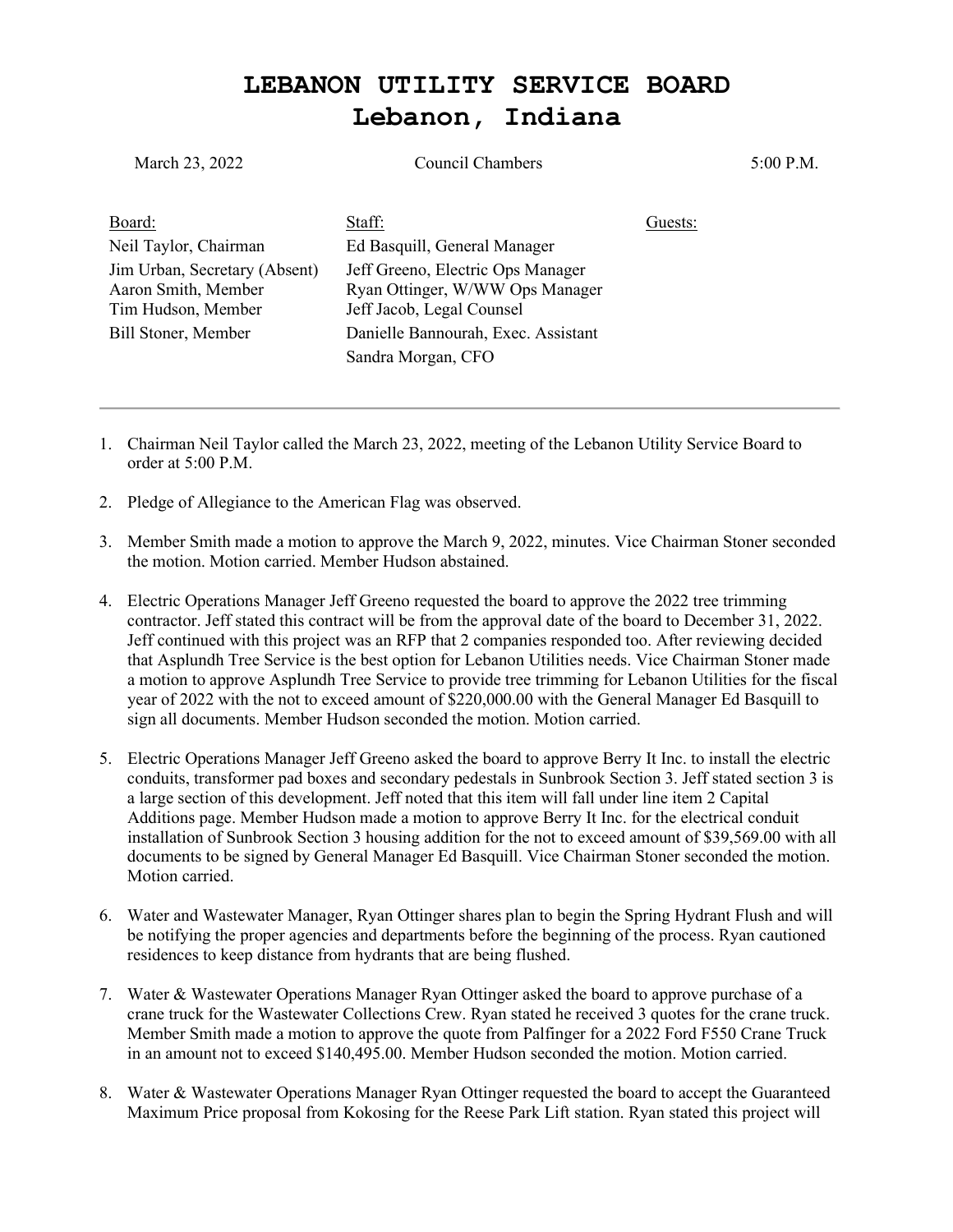# LEBANON UTILITY SERVICE BOARD
# Lebanon, Indiana

March 23, 2022 Council Chambers 5:00 P.M.

| Board: | Staff: | Guests: |
|---|---|---|
| Neil Taylor, Chairman | Ed Basquill, General Manager | |
| Jim Urban, Secretary (Absent) | Jeff Greeno, Electric Ops Manager | |
| Aaron Smith, Member | Ryan Ottinger, W/WW Ops Manager | |
| Tim Hudson, Member | Jeff Jacob, Legal Counsel | |
| Bill Stoner, Member | Danielle Bannourah, Exec. Assistant | |
| | Sandra Morgan, CFO | |

---

1. Chairman Neil Taylor called the March 23, 2022, meeting of the Lebanon Utility Service Board to order at 5:00 P.M.

2. Pledge of Allegiance to the American Flag was observed.

3. Member Smith made a motion to approve the March 9, 2022, minutes. Vice Chairman Stoner seconded the motion. Motion carried. Member Hudson abstained.

4. Electric Operations Manager Jeff Greeno requested the board to approve the 2022 tree trimming contractor. Jeff stated this contract will be from the approval date of the board to December 31, 2022. Jeff continued with this project was an RFP that 2 companies responded too. After reviewing decided that Asplundh Tree Service is the best option for Lebanon Utilities needs. Vice Chairman Stoner made a motion to approve Asplundh Tree Service to provide tree trimming for Lebanon Utilities for the fiscal year of 2022 with the not to exceed amount of $220,000.00 with the General Manager Ed Basquill to sign all documents. Member Hudson seconded the motion. Motion carried.

5. Electric Operations Manager Jeff Greeno asked the board to approve Berry It Inc. to install the electric conduits, transformer pad boxes and secondary pedestals in Sunbrook Section 3. Jeff stated section 3 is a large section of this development. Jeff noted that this item will fall under line item 2 Capital Additions page. Member Hudson made a motion to approve Berry It Inc. for the electrical conduit installation of Sunbrook Section 3 housing addition for the not to exceed amount of $39,569.00 with all documents to be signed by General Manager Ed Basquill. Vice Chairman Stoner seconded the motion. Motion carried.

6. Water and Wastewater Manager, Ryan Ottinger shares plan to begin the Spring Hydrant Flush and will be notifying the proper agencies and departments before the beginning of the process. Ryan cautioned residences to keep distance from hydrants that are being flushed.

7. Water & Wastewater Operations Manager Ryan Ottinger asked the board to approve purchase of a crane truck for the Wastewater Collections Crew. Ryan stated he received 3 quotes for the crane truck. Member Smith made a motion to approve the quote from Palfinger for a 2022 Ford F550 Crane Truck in an amount not to exceed $140,495.00. Member Hudson seconded the motion. Motion carried.

8. Water & Wastewater Operations Manager Ryan Ottinger requested the board to accept the Guaranteed Maximum Price proposal from Kokosing for the Reese Park Lift station. Ryan stated this project will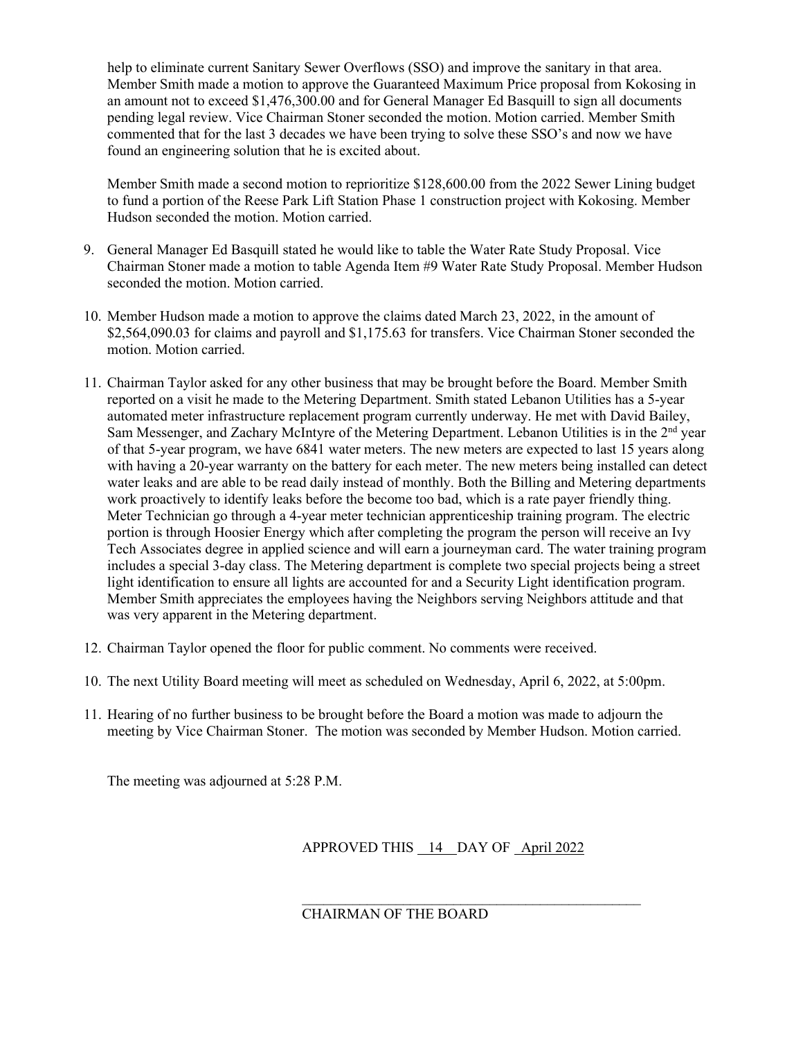help to eliminate current Sanitary Sewer Overflows (SSO) and improve the sanitary in that area. Member Smith made a motion to approve the Guaranteed Maximum Price proposal from Kokosing in an amount not to exceed $1,476,300.00 and for General Manager Ed Basquill to sign all documents pending legal review. Vice Chairman Stoner seconded the motion. Motion carried. Member Smith commented that for the last 3 decades we have been trying to solve these SSO's and now we have found an engineering solution that he is excited about.

Member Smith made a second motion to reprioritize $128,600.00 from the 2022 Sewer Lining budget to fund a portion of the Reese Park Lift Station Phase 1 construction project with Kokosing. Member Hudson seconded the motion. Motion carried.

9. General Manager Ed Basquill stated he would like to table the Water Rate Study Proposal. Vice Chairman Stoner made a motion to table Agenda Item #9 Water Rate Study Proposal. Member Hudson seconded the motion. Motion carried.

10. Member Hudson made a motion to approve the claims dated March 23, 2022, in the amount of $2,564,090.03 for claims and payroll and $1,175.63 for transfers. Vice Chairman Stoner seconded the motion. Motion carried.

11. Chairman Taylor asked for any other business that may be brought before the Board. Member Smith reported on a visit he made to the Metering Department. Smith stated Lebanon Utilities has a 5-year automated meter infrastructure replacement program currently underway. He met with David Bailey, Sam Messenger, and Zachary McIntyre of the Metering Department. Lebanon Utilities is in the 2nd year of that 5-year program, we have 6841 water meters. The new meters are expected to last 15 years along with having a 20-year warranty on the battery for each meter. The new meters being installed can detect water leaks and are able to be read daily instead of monthly. Both the Billing and Metering departments work proactively to identify leaks before the become too bad, which is a rate payer friendly thing. Meter Technician go through a 4-year meter technician apprenticeship training program. The electric portion is through Hoosier Energy which after completing the program the person will receive an Ivy Tech Associates degree in applied science and will earn a journeyman card. The water training program includes a special 3-day class. The Metering department is complete two special projects being a street light identification to ensure all lights are accounted for and a Security Light identification program. Member Smith appreciates the employees having the Neighbors serving Neighbors attitude and that was very apparent in the Metering department.

12. Chairman Taylor opened the floor for public comment. No comments were received.

10. The next Utility Board meeting will meet as scheduled on Wednesday, April 6, 2022, at 5:00pm.

11. Hearing of no further business to be brought before the Board a motion was made to adjourn the meeting by Vice Chairman Stoner. The motion was seconded by Member Hudson. Motion carried.

The meeting was adjourned at 5:28 P.M.

APPROVED THIS 14 DAY OF April 2022

______________________________________

CHAIRMAN OF THE BOARD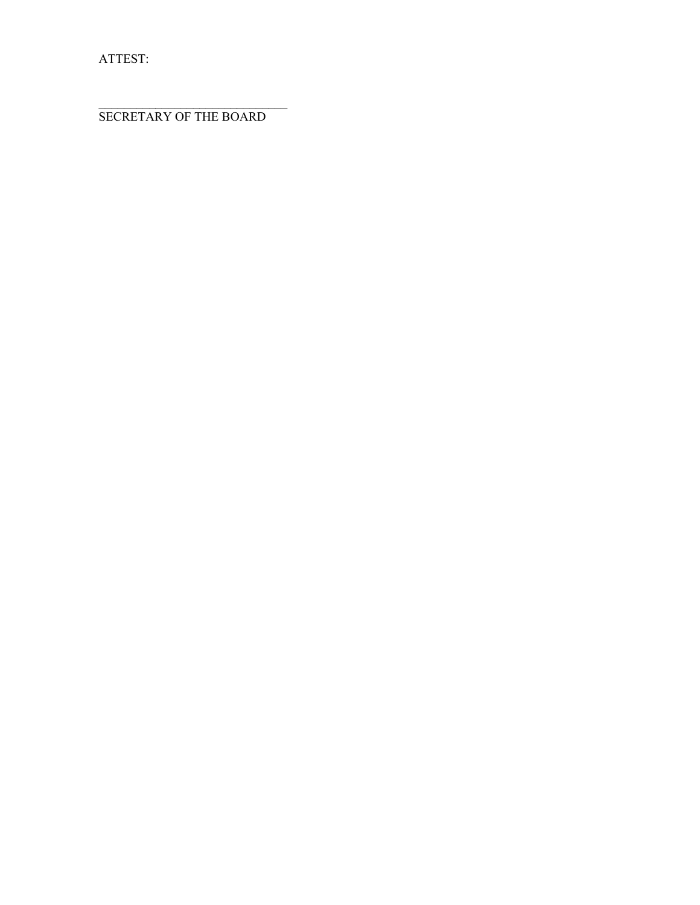ATTEST:

_______________________________
SECRETARY OF THE BOARD